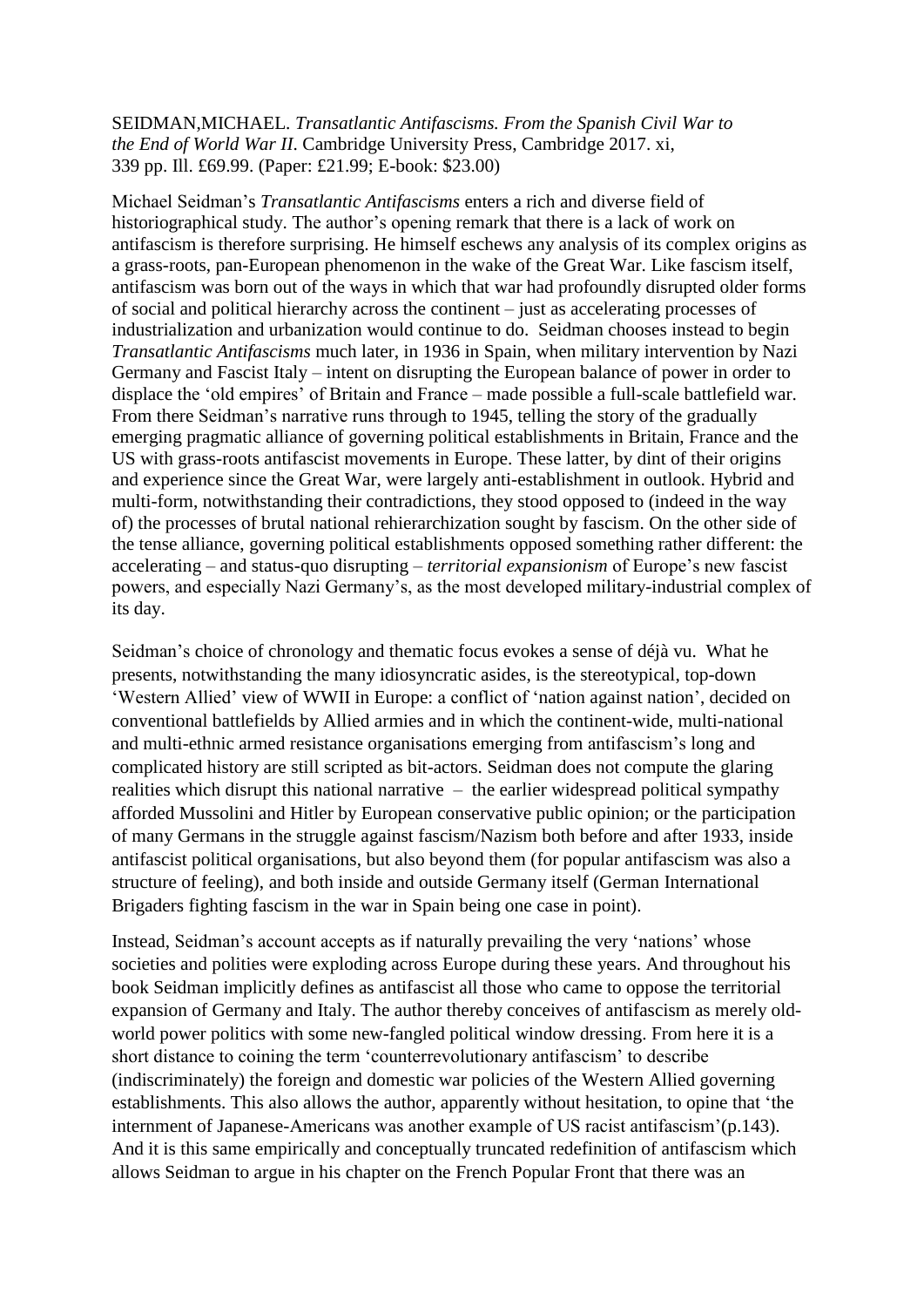SEIDMAN,MICHAEL. *Transatlantic Antifascisms. From the Spanish Civil War to the End of World War II*. Cambridge University Press, Cambridge 2017. xi, 339 pp. Ill. £69.99. (Paper: £21.99; E-book: $23.00)

Michael Seidman's *Transatlantic Antifascisms* enters a rich and diverse field of historiographical study. The author's opening remark that there is a lack of work on antifascism is therefore surprising. He himself eschews any analysis of its complex origins as a grass-roots, pan-European phenomenon in the wake of the Great War. Like fascism itself, antifascism was born out of the ways in which that war had profoundly disrupted older forms of social and political hierarchy across the continent – just as accelerating processes of industrialization and urbanization would continue to do. Seidman chooses instead to begin *Transatlantic Antifascisms* much later, in 1936 in Spain, when military intervention by Nazi Germany and Fascist Italy – intent on disrupting the European balance of power in order to displace the 'old empires' of Britain and France – made possible a full-scale battlefield war. From there Seidman's narrative runs through to 1945, telling the story of the gradually emerging pragmatic alliance of governing political establishments in Britain, France and the US with grass-roots antifascist movements in Europe. These latter, by dint of their origins and experience since the Great War, were largely anti-establishment in outlook. Hybrid and multi-form, notwithstanding their contradictions, they stood opposed to (indeed in the way of) the processes of brutal national rehierarchization sought by fascism. On the other side of the tense alliance, governing political establishments opposed something rather different: the accelerating – and status-quo disrupting – *territorial expansionism* of Europe's new fascist powers, and especially Nazi Germany's, as the most developed military-industrial complex of its day.

Seidman's choice of chronology and thematic focus evokes a sense of déjà vu. What he presents, notwithstanding the many idiosyncratic asides, is the stereotypical, top-down 'Western Allied' view of WWII in Europe: a conflict of 'nation against nation', decided on conventional battlefields by Allied armies and in which the continent-wide, multi-national and multi-ethnic armed resistance organisations emerging from antifascism's long and complicated history are still scripted as bit-actors. Seidman does not compute the glaring realities which disrupt this national narrative – the earlier widespread political sympathy afforded Mussolini and Hitler by European conservative public opinion; or the participation of many Germans in the struggle against fascism/Nazism both before and after 1933, inside antifascist political organisations, but also beyond them (for popular antifascism was also a structure of feeling), and both inside and outside Germany itself (German International Brigaders fighting fascism in the war in Spain being one case in point).

Instead, Seidman's account accepts as if naturally prevailing the very 'nations' whose societies and polities were exploding across Europe during these years. And throughout his book Seidman implicitly defines as antifascist all those who came to oppose the territorial expansion of Germany and Italy. The author thereby conceives of antifascism as merely old-world power politics with some new-fangled political window dressing. From here it is a short distance to coining the term 'counterrevolutionary antifascism' to describe (indiscriminately) the foreign and domestic war policies of the Western Allied governing establishments. This also allows the author, apparently without hesitation, to opine that 'the internment of Japanese-Americans was another example of US racist antifascism'(p.143). And it is this same empirically and conceptually truncated redefinition of antifascism which allows Seidman to argue in his chapter on the French Popular Front that there was an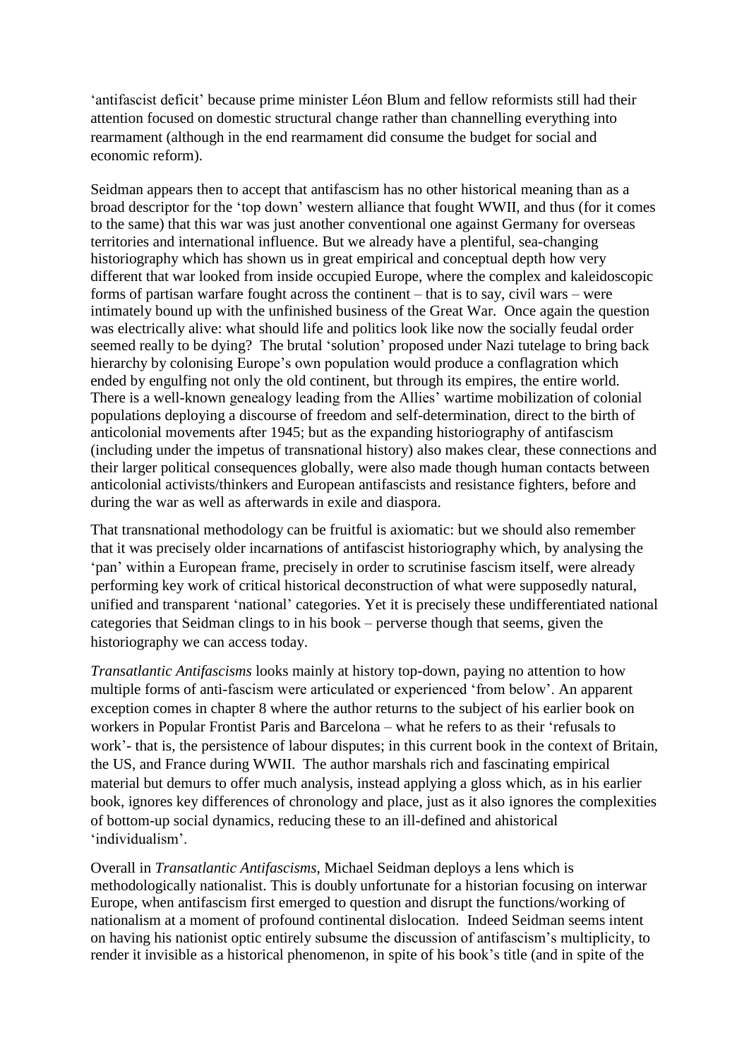'antifascist deficit' because prime minister Léon Blum and fellow reformists still had their attention focused on domestic structural change rather than channelling everything into rearmament (although in the end rearmament did consume the budget for social and economic reform).

Seidman appears then to accept that antifascism has no other historical meaning than as a broad descriptor for the 'top down' western alliance that fought WWII, and thus (for it comes to the same) that this war was just another conventional one against Germany for overseas territories and international influence. But we already have a plentiful, sea-changing historiography which has shown us in great empirical and conceptual depth how very different that war looked from inside occupied Europe, where the complex and kaleidoscopic forms of partisan warfare fought across the continent – that is to say, civil wars – were intimately bound up with the unfinished business of the Great War. Once again the question was electrically alive: what should life and politics look like now the socially feudal order seemed really to be dying? The brutal 'solution' proposed under Nazi tutelage to bring back hierarchy by colonising Europe's own population would produce a conflagration which ended by engulfing not only the old continent, but through its empires, the entire world. There is a well-known genealogy leading from the Allies' wartime mobilization of colonial populations deploying a discourse of freedom and self-determination, direct to the birth of anticolonial movements after 1945; but as the expanding historiography of antifascism (including under the impetus of transnational history) also makes clear, these connections and their larger political consequences globally, were also made though human contacts between anticolonial activists/thinkers and European antifascists and resistance fighters, before and during the war as well as afterwards in exile and diaspora.

That transnational methodology can be fruitful is axiomatic: but we should also remember that it was precisely older incarnations of antifascist historiography which, by analysing the 'pan' within a European frame, precisely in order to scrutinise fascism itself, were already performing key work of critical historical deconstruction of what were supposedly natural, unified and transparent 'national' categories. Yet it is precisely these undifferentiated national categories that Seidman clings to in his book – perverse though that seems, given the historiography we can access today.

*Transatlantic Antifascisms* looks mainly at history top-down, paying no attention to how multiple forms of anti-fascism were articulated or experienced 'from below'. An apparent exception comes in chapter 8 where the author returns to the subject of his earlier book on workers in Popular Frontist Paris and Barcelona – what he refers to as their 'refusals to work'- that is, the persistence of labour disputes; in this current book in the context of Britain, the US, and France during WWII. The author marshals rich and fascinating empirical material but demurs to offer much analysis, instead applying a gloss which, as in his earlier book, ignores key differences of chronology and place, just as it also ignores the complexities of bottom-up social dynamics, reducing these to an ill-defined and ahistorical 'individualism'.

Overall in *Transatlantic Antifascisms*, Michael Seidman deploys a lens which is methodologically nationalist. This is doubly unfortunate for a historian focusing on interwar Europe, when antifascism first emerged to question and disrupt the functions/working of nationalism at a moment of profound continental dislocation. Indeed Seidman seems intent on having his nationist optic entirely subsume the discussion of antifascism's multiplicity, to render it invisible as a historical phenomenon, in spite of his book's title (and in spite of the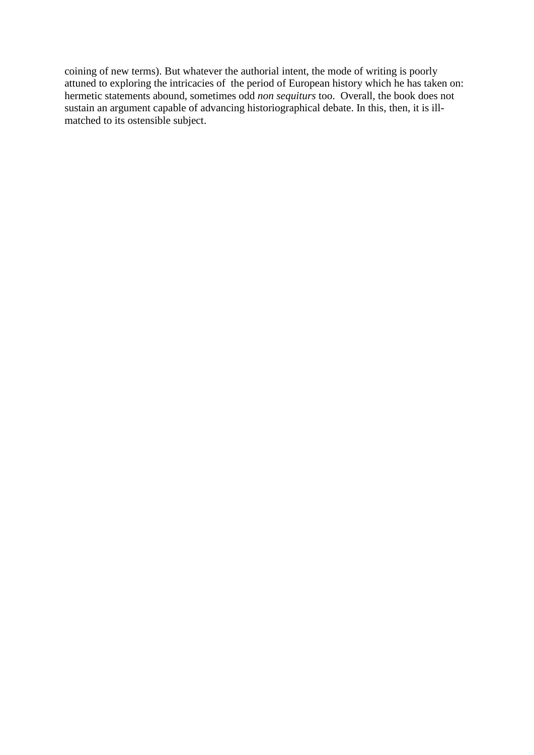coining of new terms). But whatever the authorial intent, the mode of writing is poorly attuned to exploring the intricacies of the period of European history which he has taken on: hermetic statements abound, sometimes odd *non sequiturs* too. Overall, the book does not sustain an argument capable of advancing historiographical debate. In this, then, it is ill-matched to its ostensible subject.